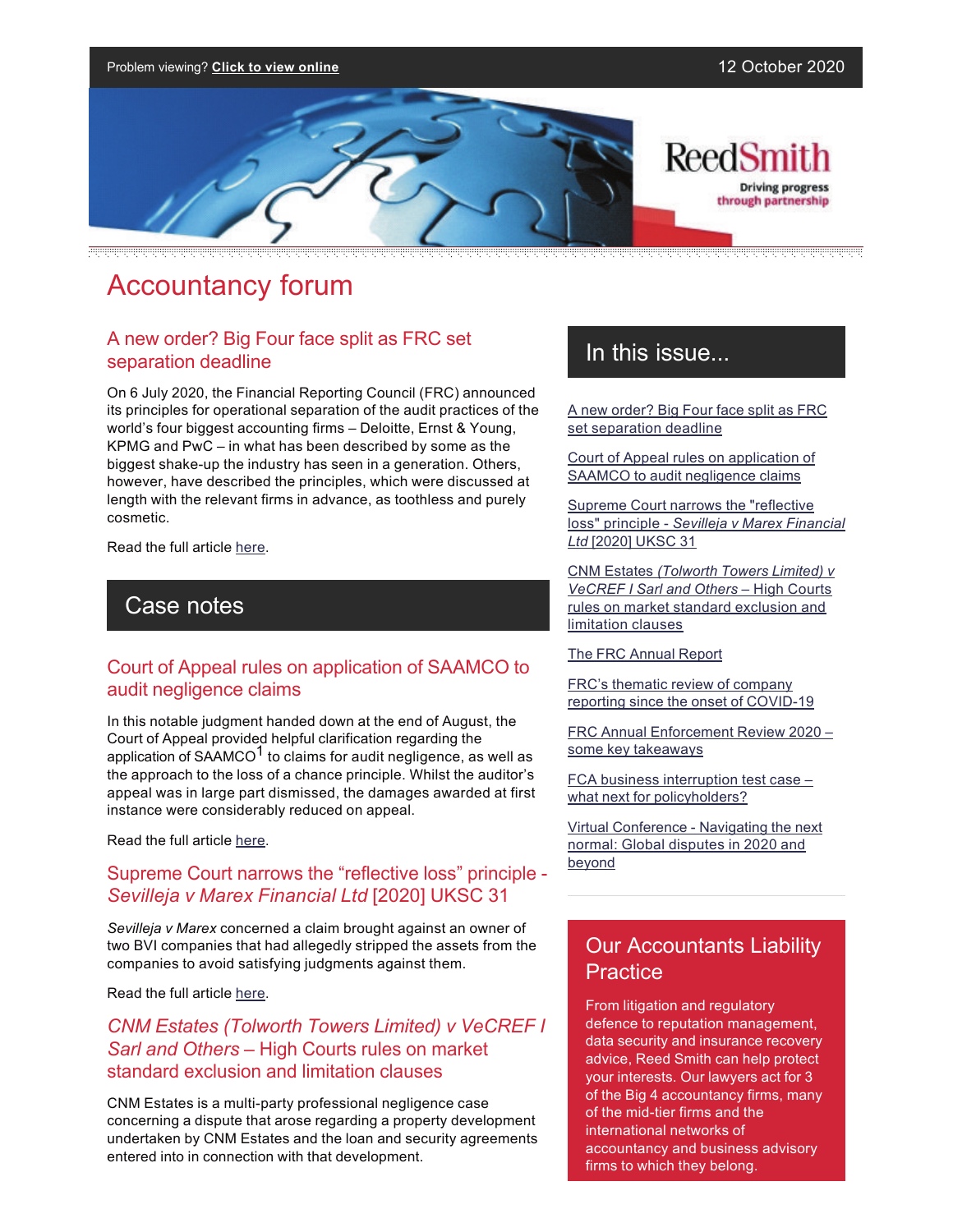Problem viewing? **Click to view online**

12 October 2020

ReedSmith

Driving progress through partnership

# Accountancy forum

## A new order? Big Four face split as FRC set separation deadline

On 6 July 2020, the Financial Reporting Council (FRC) announced its principles for operational separation of the audit practices of the world's four biggest accounting firms – Deloitte, Ernst & Young, KPMG and PwC – in what has been described by some as the biggest shake-up the industry has seen in a generation. Others, however, have described the principles, which were discussed at length with the relevant firms in advance, as toothless and purely cosmetic.

Read the full article here.

## Case notes

### Court of Appeal rules on application of SAAMCO to audit negligence claims

In this notable judgment handed down at the end of August, the Court of Appeal provided helpful clarification regarding the application of SAAMCO[1] to claims for audit negligence, as well as the approach to the loss of a chance principle. Whilst the auditor's appeal was in large part dismissed, the damages awarded at first instance were considerably reduced on appeal.

Read the full article here.

### Supreme Court narrows the "reflective loss" principle - *Sevilleja v Marex Financial Ltd* [2020] UKSC 31

*Sevilleja v Marex* concerned a claim brought against an owner of two BVI companies that had allegedly stripped the assets from the companies to avoid satisfying judgments against them.

Read the full article here.

### *CNM Estates (Tolworth Towers Limited) v VeCREF I Sarl and Others* – High Courts rules on market standard exclusion and limitation clauses

CNM Estates is a multi-party professional negligence case concerning a dispute that arose regarding a property development undertaken by CNM Estates and the loan and security agreements entered into in connection with that development.

## In this issue...

- A new order? Big Four face split as FRC set separation deadline
- Court of Appeal rules on application of SAAMCO to audit negligence claims
- Supreme Court narrows the "reflective loss" principle - *Sevilleja v Marex Financial Ltd* [2020] UKSC 31
- CNM Estates *(Tolworth Towers Limited) v VeCREF I Sarl and Others* – High Courts rules on market standard exclusion and limitation clauses
- The FRC Annual Report
- FRC's thematic review of company reporting since the onset of COVID-19
- FRC Annual Enforcement Review 2020 – some key takeaways
- FCA business interruption test case – what next for policyholders?
- Virtual Conference - Navigating the next normal: Global disputes in 2020 and beyond

## Our Accountants Liability Practice

From litigation and regulatory defence to reputation management, data security and insurance recovery advice, Reed Smith can help protect your interests. Our lawyers act for 3 of the Big 4 accountancy firms, many of the mid-tier firms and the international networks of accountancy and business advisory firms to which they belong.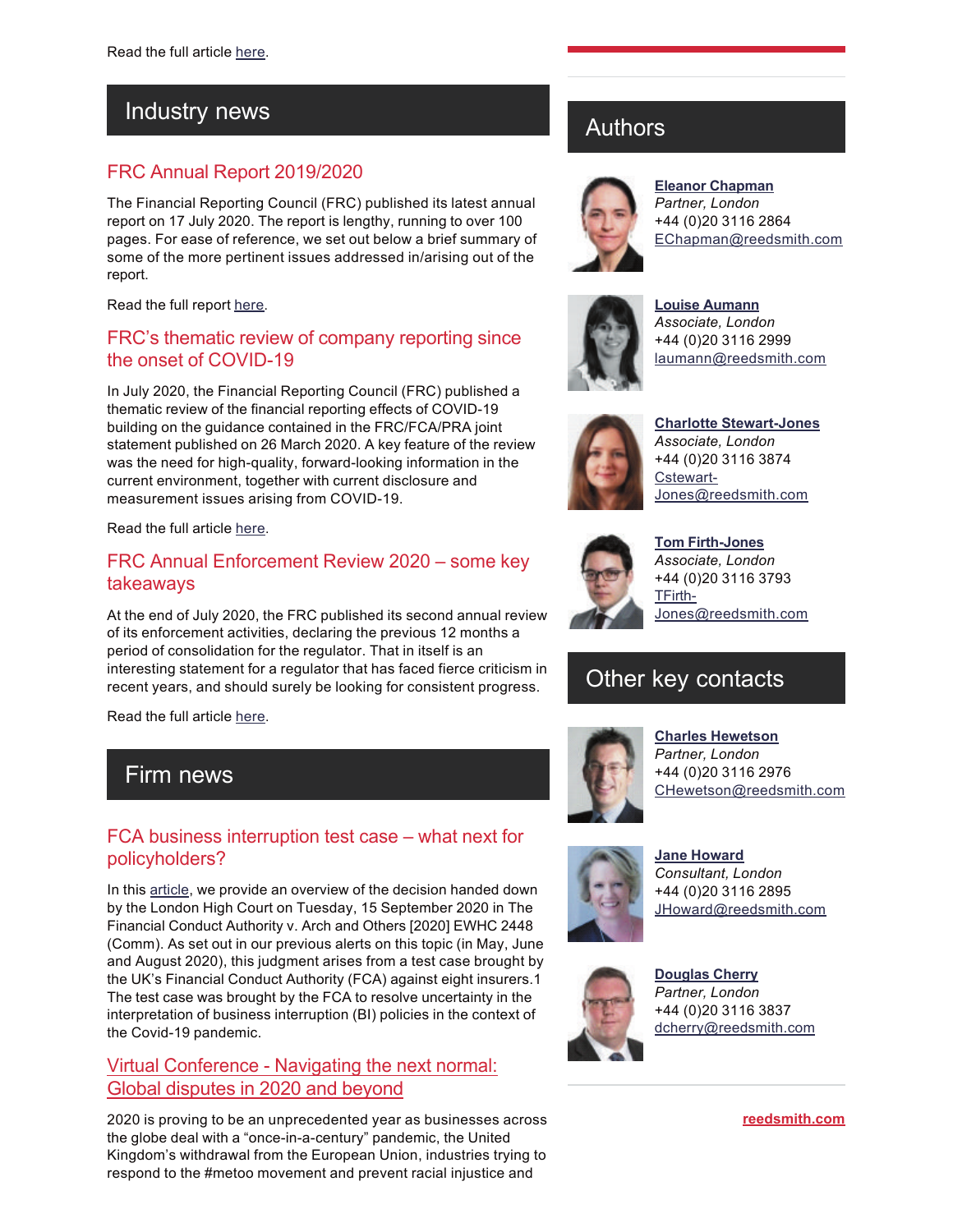Read the full article here.

## Industry news

### FRC Annual Report 2019/2020

The Financial Reporting Council (FRC) published its latest annual report on 17 July 2020. The report is lengthy, running to over 100 pages. For ease of reference, we set out below a brief summary of some of the more pertinent issues addressed in/arising out of the report.

Read the full report here.

### FRC's thematic review of company reporting since the onset of COVID-19

In July 2020, the Financial Reporting Council (FRC) published a thematic review of the financial reporting effects of COVID-19 building on the guidance contained in the FRC/FCA/PRA joint statement published on 26 March 2020. A key feature of the review was the need for high-quality, forward-looking information in the current environment, together with current disclosure and measurement issues arising from COVID-19.

Read the full article here.

### FRC Annual Enforcement Review 2020 – some key takeaways

At the end of July 2020, the FRC published its second annual review of its enforcement activities, declaring the previous 12 months a period of consolidation for the regulator. That in itself is an interesting statement for a regulator that has faced fierce criticism in recent years, and should surely be looking for consistent progress.

Read the full article here.

## Firm news

### FCA business interruption test case – what next for policyholders?

In this article, we provide an overview of the decision handed down by the London High Court on Tuesday, 15 September 2020 in The Financial Conduct Authority v. Arch and Others [2020] EWHC 2448 (Comm). As set out in our previous alerts on this topic (in May, June and August 2020), this judgment arises from a test case brought by the UK's Financial Conduct Authority (FCA) against eight insurers.[1] The test case was brought by the FCA to resolve uncertainty in the interpretation of business interruption (BI) policies in the context of the Covid-19 pandemic.

### Virtual Conference - Navigating the next normal: Global disputes in 2020 and beyond

2020 is proving to be an unprecedented year as businesses across the globe deal with a "once-in-a-century" pandemic, the United Kingdom's withdrawal from the European Union, industries trying to respond to the #metoo movement and prevent racial injustice and

## Authors

**Eleanor Chapman**
*Partner, London*
+44 (0)20 3116 2864
EChapman@reedsmith.com

**Louise Aumann**
*Associate, London*
+44 (0)20 3116 2999
laumann@reedsmith.com

**Charlotte Stewart-Jones**
*Associate, London*
+44 (0)20 3116 3874
Cstewart-Jones@reedsmith.com

**Tom Firth-Jones**
*Associate, London*
+44 (0)20 3116 3793
TFirth-Jones@reedsmith.com

## Other key contacts

**Charles Hewetson**
*Partner, London*
+44 (0)20 3116 2976
CHewetson@reedsmith.com

**Jane Howard**
*Consultant, London*
+44 (0)20 3116 2895
JHoward@reedsmith.com

**Douglas Cherry**
*Partner, London*
+44 (0)20 3116 3837
dcherry@reedsmith.com

**reedsmith.com**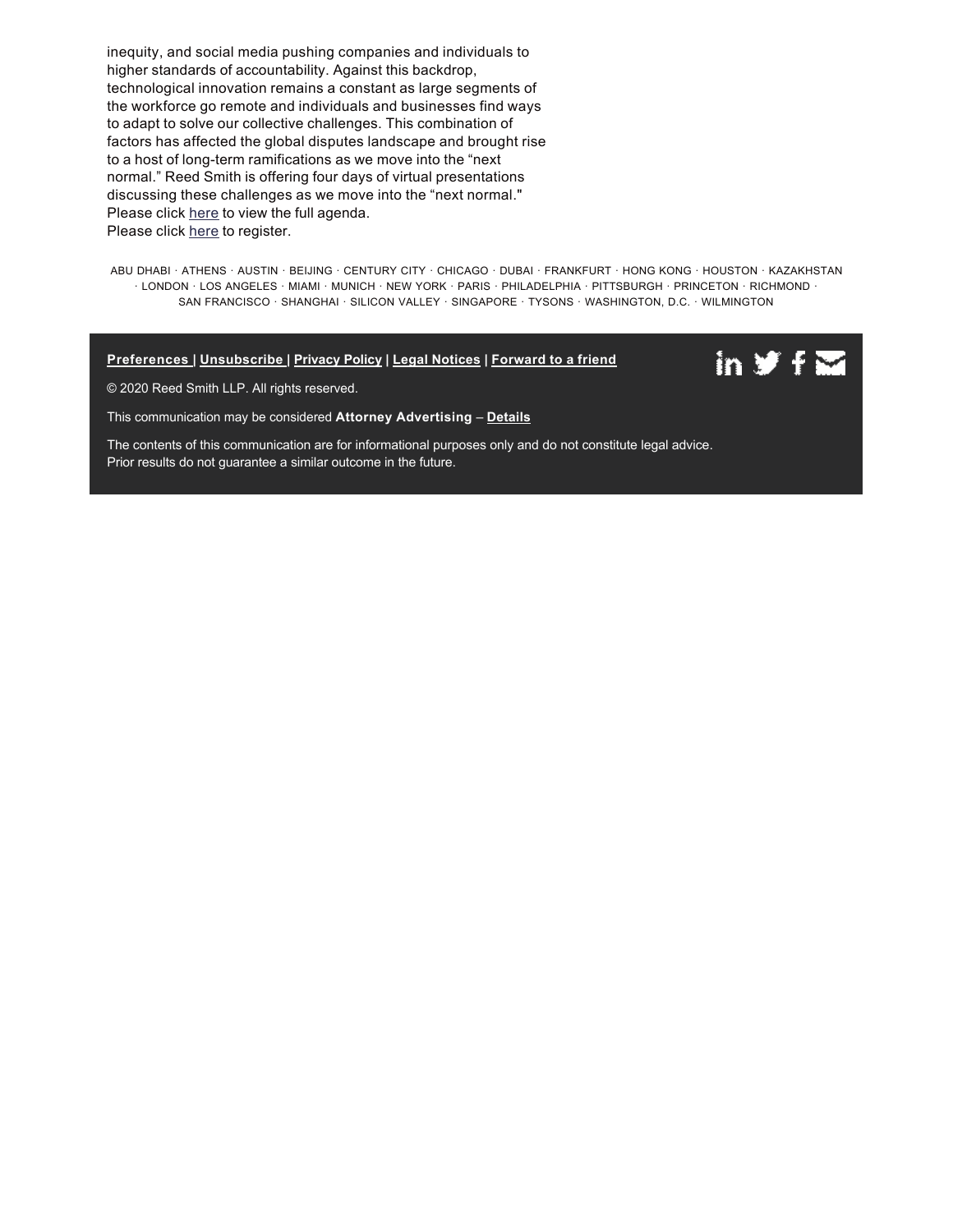inequity, and social media pushing companies and individuals to higher standards of accountability. Against this backdrop, technological innovation remains a constant as large segments of the workforce go remote and individuals and businesses find ways to adapt to solve our collective challenges. This combination of factors has affected the global disputes landscape and brought rise to a host of long-term ramifications as we move into the "next normal." Reed Smith is offering four days of virtual presentations discussing these challenges as we move into the "next normal."
Please click here to view the full agenda.
Please click here to register.

ABU DHABI · ATHENS · AUSTIN · BEIJING · CENTURY CITY · CHICAGO · DUBAI · FRANKFURT · HONG KONG · HOUSTON · KAZAKHSTAN · LONDON · LOS ANGELES · MIAMI · MUNICH · NEW YORK · PARIS · PHILADELPHIA · PITTSBURGH · PRINCETON · RICHMOND · SAN FRANCISCO · SHANGHAI · SILICON VALLEY · SINGAPORE · TYSONS · WASHINGTON, D.C. · WILMINGTON

**Preferences** | **Unsubscribe** | **Privacy Policy** | **Legal Notices** | **Forward to a friend**

© 2020 Reed Smith LLP. All rights reserved.

This communication may be considered **Attorney Advertising** – **Details**

The contents of this communication are for informational purposes only and do not constitute legal advice.
Prior results do not guarantee a similar outcome in the future.